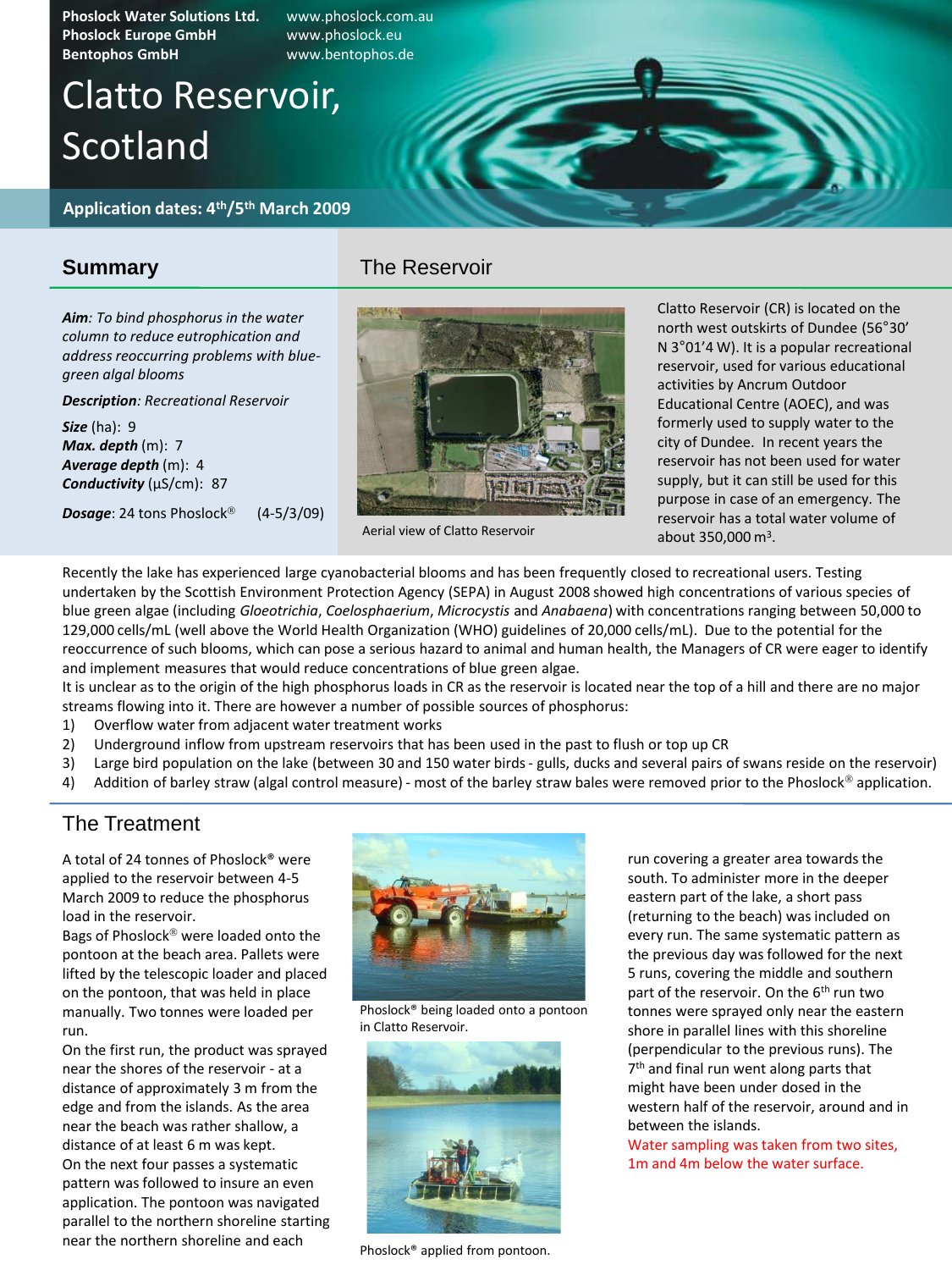Phoslock Water Solutions Ltd. www.phoslock.com.au
Phoslock Europe GmbH www.phoslock.eu
Bentophos GmbH www.bentophos.de

# Clatto Reservoir, Scotland

**Application dates: 4th/5th March 2009**

## Summary

***Aim***: *To bind phosphorus in the water column to reduce eutrophication and address reoccurring problems with blue-green algal blooms*

***Description***: *Recreational Reservoir*

***Size*** (ha): 9
***Max. depth*** (m): 7
***Average depth*** (m): 4
***Conductivity*** (µS/cm): 87

***Dosage***: 24 tons Phoslock® (4-5/3/09)

## The Reservoir

Aerial view of Clatto Reservoir

Clatto Reservoir (CR) is located on the north west outskirts of Dundee (56°30' N 3°01'4 W). It is a popular recreational reservoir, used for various educational activities by Ancrum Outdoor Educational Centre (AOEC), and was formerly used to supply water to the city of Dundee. In recent years the reservoir has not been used for water supply, but it can still be used for this purpose in case of an emergency. The reservoir has a total water volume of about 350,000 m³.

Recently the lake has experienced large cyanobacterial blooms and has been frequently closed to recreational users. Testing undertaken by the Scottish Environment Protection Agency (SEPA) in August 2008 showed high concentrations of various species of blue green algae (including *Gloeotrichia*, *Coelosphaerium*, *Microcystis* and *Anabaena*) with concentrations ranging between 50,000 to 129,000 cells/mL (well above the World Health Organization (WHO) guidelines of 20,000 cells/mL). Due to the potential for the reoccurrence of such blooms, which can pose a serious hazard to animal and human health, the Managers of CR were eager to identify and implement measures that would reduce concentrations of blue green algae.

It is unclear as to the origin of the high phosphorus loads in CR as the reservoir is located near the top of a hill and there are no major streams flowing into it. There are however a number of possible sources of phosphorus:

1) Overflow water from adjacent water treatment works
2) Underground inflow from upstream reservoirs that has been used in the past to flush or top up CR
3) Large bird population on the lake (between 30 and 150 water birds - gulls, ducks and several pairs of swans reside on the reservoir)
4) Addition of barley straw (algal control measure) - most of the barley straw bales were removed prior to the Phoslock® application.

## The Treatment

A total of 24 tonnes of Phoslock® were applied to the reservoir between 4-5 March 2009 to reduce the phosphorus load in the reservoir.

Bags of Phoslock® were loaded onto the pontoon at the beach area. Pallets were lifted by the telescopic loader and placed on the pontoon, that was held in place manually. Two tonnes were loaded per run.

On the first run, the product was sprayed near the shores of the reservoir - at a distance of approximately 3 m from the edge and from the islands. As the area near the beach was rather shallow, a distance of at least 6 m was kept.

On the next four passes a systematic pattern was followed to insure an even application. The pontoon was navigated parallel to the northern shoreline starting near the northern shoreline and each run covering a greater area towards the south. To administer more in the deeper eastern part of the lake, a short pass (returning to the beach) was included on every run. The same systematic pattern as the previous day was followed for the next 5 runs, covering the middle and southern part of the reservoir. On the 6th run two tonnes were sprayed only near the eastern shore in parallel lines with this shoreline (perpendicular to the previous runs). The 7th and final run went along parts that might have been under dosed in the western half of the reservoir, around and in between the islands.

Water sampling was taken from two sites, 1m and 4m below the water surface.

Phoslock® being loaded onto a pontoon in Clatto Reservoir.

Phoslock® applied from pontoon.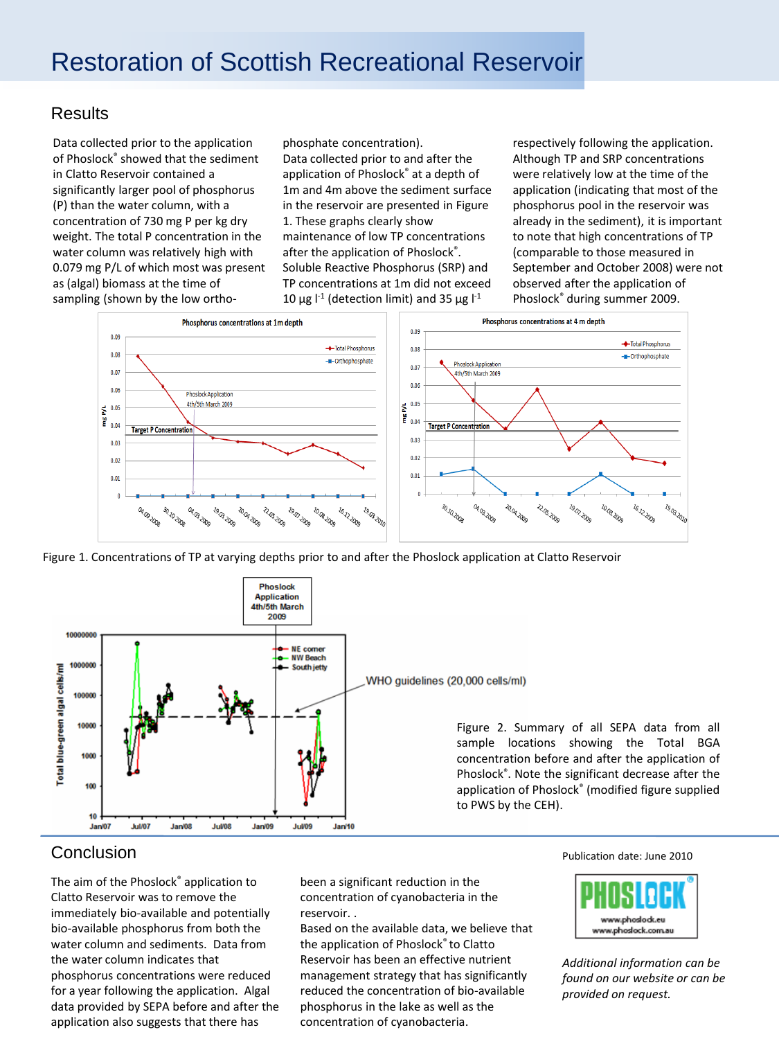# Restoration of Scottish Recreational Reservoir

## Results

Data collected prior to the application of Phoslock® showed that the sediment in Clatto Reservoir contained a significantly larger pool of phosphorus (P) than the water column, with a concentration of 730 mg P per kg dry weight. The total P concentration in the water column was relatively high with 0.079 mg P/L of which most was present as (algal) biomass at the time of sampling (shown by the low ortho-phosphate concentration).

Data collected prior to and after the application of Phoslock® at a depth of 1m and 4m above the sediment surface in the reservoir are presented in Figure 1. These graphs clearly show maintenance of low TP concentrations after the application of Phoslock®. Soluble Reactive Phosphorus (SRP) and TP concentrations at 1m did not exceed 10 µg $l^{-1}$ (detection limit) and 35 µg $l^{-1}$ respectively following the application. Although TP and SRP concentrations were relatively low at the time of the application (indicating that most of the phosphorus pool in the reservoir was already in the sediment), it is important to note that high concentrations of TP (comparable to those measured in September and October 2008) were not observed after the application of Phoslock® during summer 2009.

Phosphorus concentrations at 1m depth

mg P/L

0.09, 0.08, 0.07, 0.06, 0.05, 0.04, 0.03, 0.02, 0.01, 0

Total Phosphorus
Orthophosphate
Phoslock Application 4th/5th March 2009
Target P Concentration

04.09.2008, 30.10.2008, 04.03.2009, 19.03.2009, 20.04.2009, 22.05.2009, 19.07.2009, 10.08.2009, 16.12.2009, 19.03.2010

Phosphorus concentrations at 4 m depth

mg P/L

0.09, 0.08, 0.07, 0.06, 0.05, 0.04, 0.03, 0.02, 0.01, 0

Total Phosphorus
Orthophosphate
Phoslock Application 4th/5th March 2009
Target P Concentration

30.10.2008, 04.03.2009, 20.04.2009, 22.05.2009, 19.07.2009, 10.08.2009, 16.12.2009, 19.03.2010

Figure 1. Concentrations of TP at varying depths prior to and after the Phoslock application at Clatto Reservoir

Phoslock Application 4th/5th March 2009

Total blue-green algal cells/ml

10000000, 1000000, 100000, 10000, 1000, 100, 10

NE corner
NW Beach
South jetty

WHO guidelines (20,000 cells/ml)

Jan07, Jul07, Jan08, Jul08, Jan09, Jul09, Jan10

Figure 2. Summary of all SEPA data from all sample locations showing the Total BGA concentration before and after the application of Phoslock®. Note the significant decrease after the application of Phoslock® (modified figure supplied to PWS by the CEH).

## Conclusion

The aim of the Phoslock® application to Clatto Reservoir was to remove the immediately bio-available and potentially bio-available phosphorus from both the water column and sediments. Data from the water column indicates that phosphorus concentrations were reduced for a year following the application. Algal data provided by SEPA before and after the application also suggests that there has been a significant reduction in the concentration of cyanobacteria in the reservoir. .

Based on the available data, we believe that the application of Phoslock® to Clatto Reservoir has been an effective nutrient management strategy that has significantly reduced the concentration of bio-available phosphorus in the lake as well as the concentration of cyanobacteria.

Publication date: June 2010

PHOSLOCK®
www.phoslock.eu
www.phoslock.com.au

*Additional information can be found on our website or can be provided on request.*